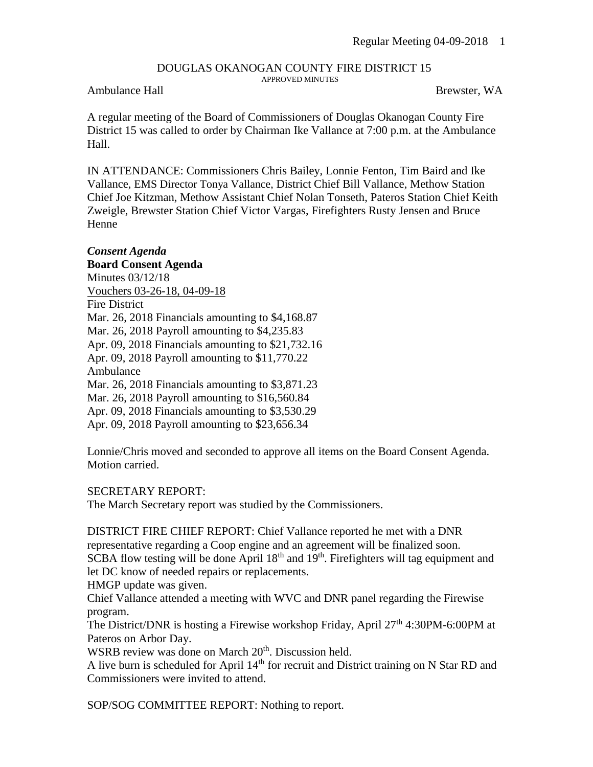DOUGLAS OKANOGAN COUNTY FIRE DISTRICT 15

APPROVED MINUTES

Ambulance Hall Brewster, WA

A regular meeting of the Board of Commissioners of Douglas Okanogan County Fire District 15 was called to order by Chairman Ike Vallance at 7:00 p.m. at the Ambulance Hall.

IN ATTENDANCE: Commissioners Chris Bailey, Lonnie Fenton, Tim Baird and Ike Vallance, EMS Director Tonya Vallance, District Chief Bill Vallance, Methow Station Chief Joe Kitzman, Methow Assistant Chief Nolan Tonseth, Pateros Station Chief Keith Zweigle, Brewster Station Chief Victor Vargas, Firefighters Rusty Jensen and Bruce Henne

***Consent Agenda***

**Board Consent Agenda**

Minutes 03/12/18

Vouchers 03-26-18, 04-09-18

Fire District

Mar. 26, 2018 Financials amounting to $4,168.87

Mar. 26, 2018 Payroll amounting to $4,235.83

Apr. 09, 2018 Financials amounting to $21,732.16

Apr. 09, 2018 Payroll amounting to $11,770.22

Ambulance

Mar. 26, 2018 Financials amounting to $3,871.23

Mar. 26, 2018 Payroll amounting to $16,560.84

Apr. 09, 2018 Financials amounting to $3,530.29

Apr. 09, 2018 Payroll amounting to $23,656.34

Lonnie/Chris moved and seconded to approve all items on the Board Consent Agenda. Motion carried.

SECRETARY REPORT:

The March Secretary report was studied by the Commissioners.

DISTRICT FIRE CHIEF REPORT: Chief Vallance reported he met with a DNR representative regarding a Coop engine and an agreement will be finalized soon.

SCBA flow testing will be done April 18th and 19th. Firefighters will tag equipment and let DC know of needed repairs or replacements.

HMGP update was given.

Chief Vallance attended a meeting with WVC and DNR panel regarding the Firewise program.

The District/DNR is hosting a Firewise workshop Friday, April 27th 4:30PM-6:00PM at Pateros on Arbor Day.

WSRB review was done on March 20th. Discussion held.

A live burn is scheduled for April 14th for recruit and District training on N Star RD and Commissioners were invited to attend.

SOP/SOG COMMITTEE REPORT: Nothing to report.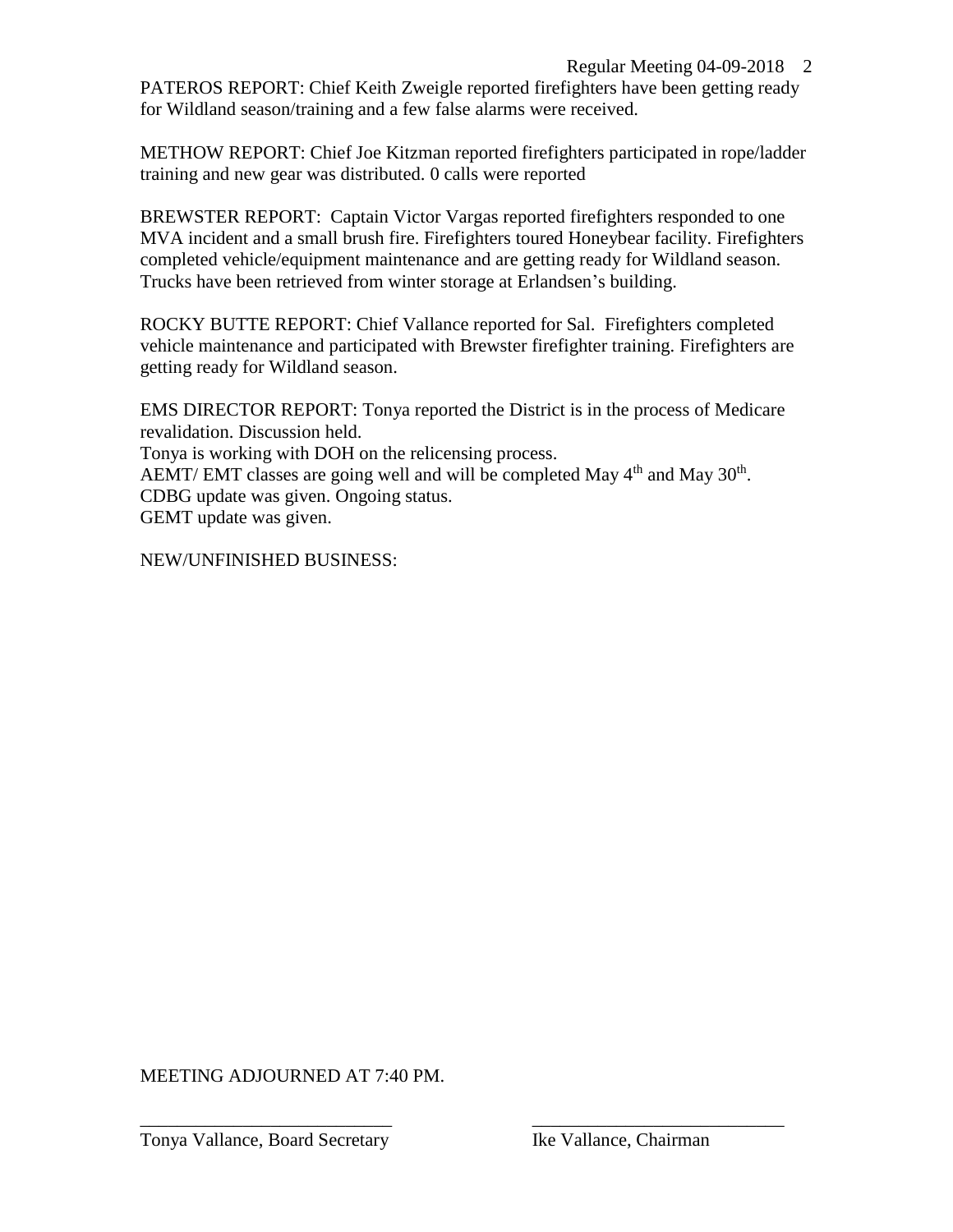PATEROS REPORT: Chief Keith Zweigle reported firefighters have been getting ready for Wildland season/training and a few false alarms were received.

METHOW REPORT: Chief Joe Kitzman reported firefighters participated in rope/ladder training and new gear was distributed. 0 calls were reported

BREWSTER REPORT: Captain Victor Vargas reported firefighters responded to one MVA incident and a small brush fire. Firefighters toured Honeybear facility. Firefighters completed vehicle/equipment maintenance and are getting ready for Wildland season. Trucks have been retrieved from winter storage at Erlandsen's building.

ROCKY BUTTE REPORT: Chief Vallance reported for Sal. Firefighters completed vehicle maintenance and participated with Brewster firefighter training. Firefighters are getting ready for Wildland season.

EMS DIRECTOR REPORT: Tonya reported the District is in the process of Medicare revalidation. Discussion held.
Tonya is working with DOH on the relicensing process.
AEMT/ EMT classes are going well and will be completed May 4th and May 30th.
CDBG update was given. Ongoing status.
GEMT update was given.

NEW/UNFINISHED BUSINESS:

MEETING ADJOURNED AT 7:40 PM.

\_\_\_\_\_\_\_\_\_\_\_\_\_\_\_\_\_\_\_\_\_\_\_\_\_\_\_ \_\_\_\_\_\_\_\_\_\_\_\_\_\_\_\_\_\_\_\_\_\_\_\_\_\_\_

Tonya Vallance, Board Secretary Ike Vallance, Chairman